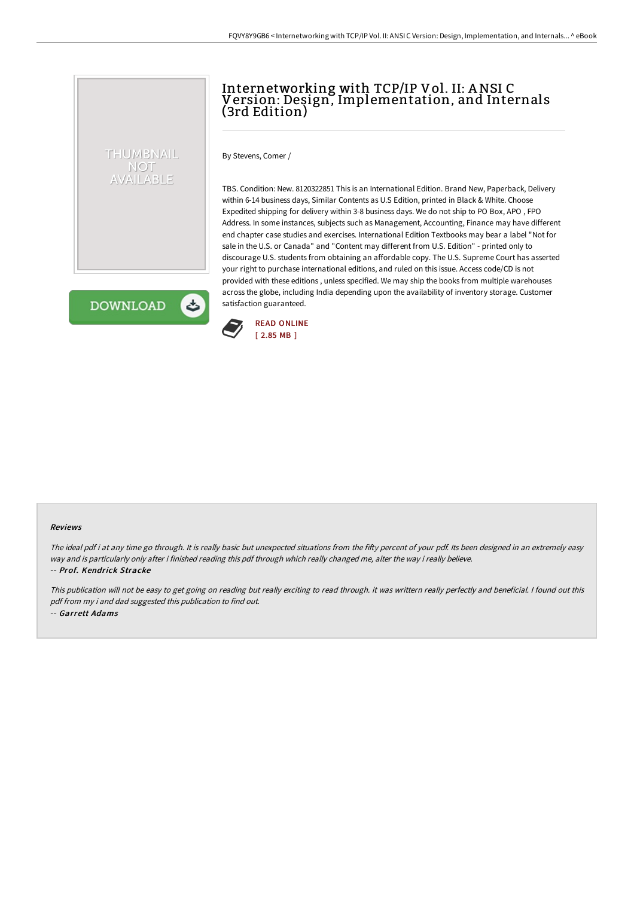# Internetworking with TCP/IP Vol. II: ANSI C Version: Design, Implementation, and Internals (3rd Edition)

By Stevens, Comer /

TBS. Condition: New. 8120322851 This is an International Edition. Brand New, Paperback, Delivery within 6-14 business days, Similar Contents as U.S Edition, printed in Black & White. Choose Expedited shipping for delivery within 3-8 business days. We do not ship to PO Box, APO , FPO Address. In some instances, subjects such as Management, Accounting, Finance may have different end chapter case studies and exercises. International Edition Textbooks may bear a label "Not for sale in the U.S. or Canada" and "Content may different from U.S. Edition" - printed only to discourage U.S. students from obtaining an affordable copy. The U.S. Supreme Court has asserted your right to purchase international editions, and ruled on this issue. Access code/CD is not provided with these editions , unless specified. We may ship the books from multiple warehouses across the globe, including India depending upon the availability of inventory storage. Customer satisfaction guaranteed.

READ ONLINE
[ 2.85 MB ]

### Reviews

*The ideal pdf i at any time go through. It is really basic but unexpected situations from the fifty percent of your pdf. Its been designed in an extremely easy way and is particularly only after i finished reading this pdf through which really changed me, alter the way i really believe.*

*-- Prof. Kendrick Stracke*

*This publication will not be easy to get going on reading but really exciting to read through. it was writtern really perfectly and beneficial. I found out this pdf from my i and dad suggested this publication to find out.*

*-- Garrett Adams*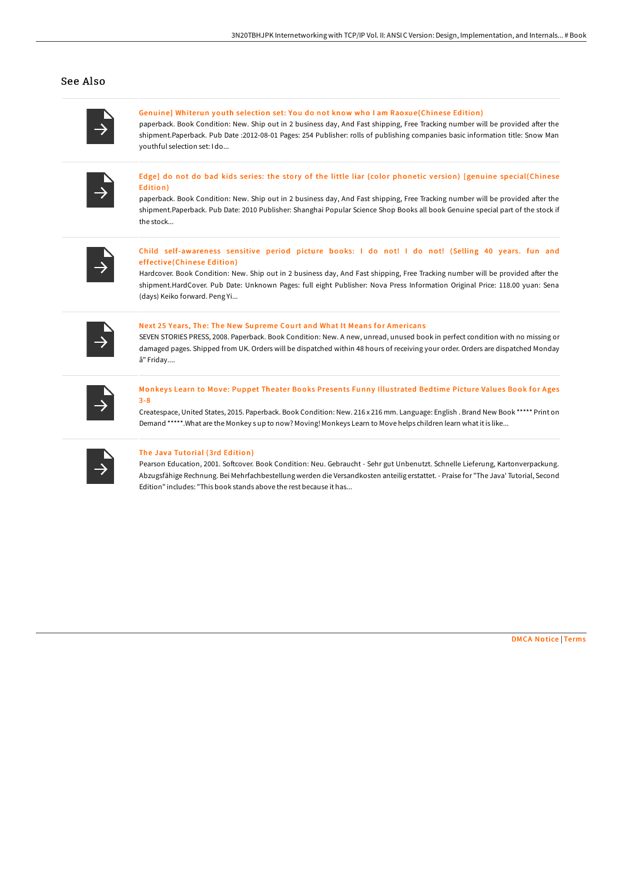## See Also

### Genuine] Whiterun youth selection set: You do not know who I am Raoxue(Chinese Edition)

paperback. Book Condition: New. Ship out in 2 business day, And Fast shipping, Free Tracking number will be provided after the shipment.Paperback. Pub Date :2012-08-01 Pages: 254 Publisher: rolls of publishing companies basic information title: Snow Man youthful selection set: I do...

### Edge] do not do bad kids series: the story of the little liar (color phonetic version) [genuine special(Chinese Edition)

paperback. Book Condition: New. Ship out in 2 business day, And Fast shipping, Free Tracking number will be provided after the shipment.Paperback. Pub Date: 2010 Publisher: Shanghai Popular Science Shop Books all book Genuine special part of the stock if the stock...

### Child self-awareness sensitive period picture books: I do not! I do not! (Selling 40 years. fun and effective(Chinese Edition)

Hardcover. Book Condition: New. Ship out in 2 business day, And Fast shipping, Free Tracking number will be provided after the shipment.HardCover. Pub Date: Unknown Pages: full eight Publisher: Nova Press Information Original Price: 118.00 yuan: Sena (days) Keiko forward. Peng Yi...

### Next 25 Years, The: The New Supreme Court and What It Means for Americans

SEVEN STORIES PRESS, 2008. Paperback. Book Condition: New. A new, unread, unused book in perfect condition with no missing or damaged pages. Shipped from UK. Orders will be dispatched within 48 hours of receiving your order. Orders are dispatched Monday â" Friday....

### Monkeys Learn to Move: Puppet Theater Books Presents Funny Illustrated Bedtime Picture Values Book for Ages 3-8

Createspace, United States, 2015. Paperback. Book Condition: New. 216 x 216 mm. Language: English . Brand New Book ***** Print on Demand *****.What are the Monkey s up to now? Moving! Monkeys Learn to Move helps children learn what it is like...

### The Java Tutorial (3rd Edition)

Pearson Education, 2001. Softcover. Book Condition: Neu. Gebraucht - Sehr gut Unbenutzt. Schnelle Lieferung, Kartonverpackung. Abzugsfähige Rechnung. Bei Mehrfachbestellung werden die Versandkosten anteilig erstattet. - Praise for "The Java' Tutorial, Second Edition" includes: "This book stands above the rest because it has...

DMCA Notice | Terms